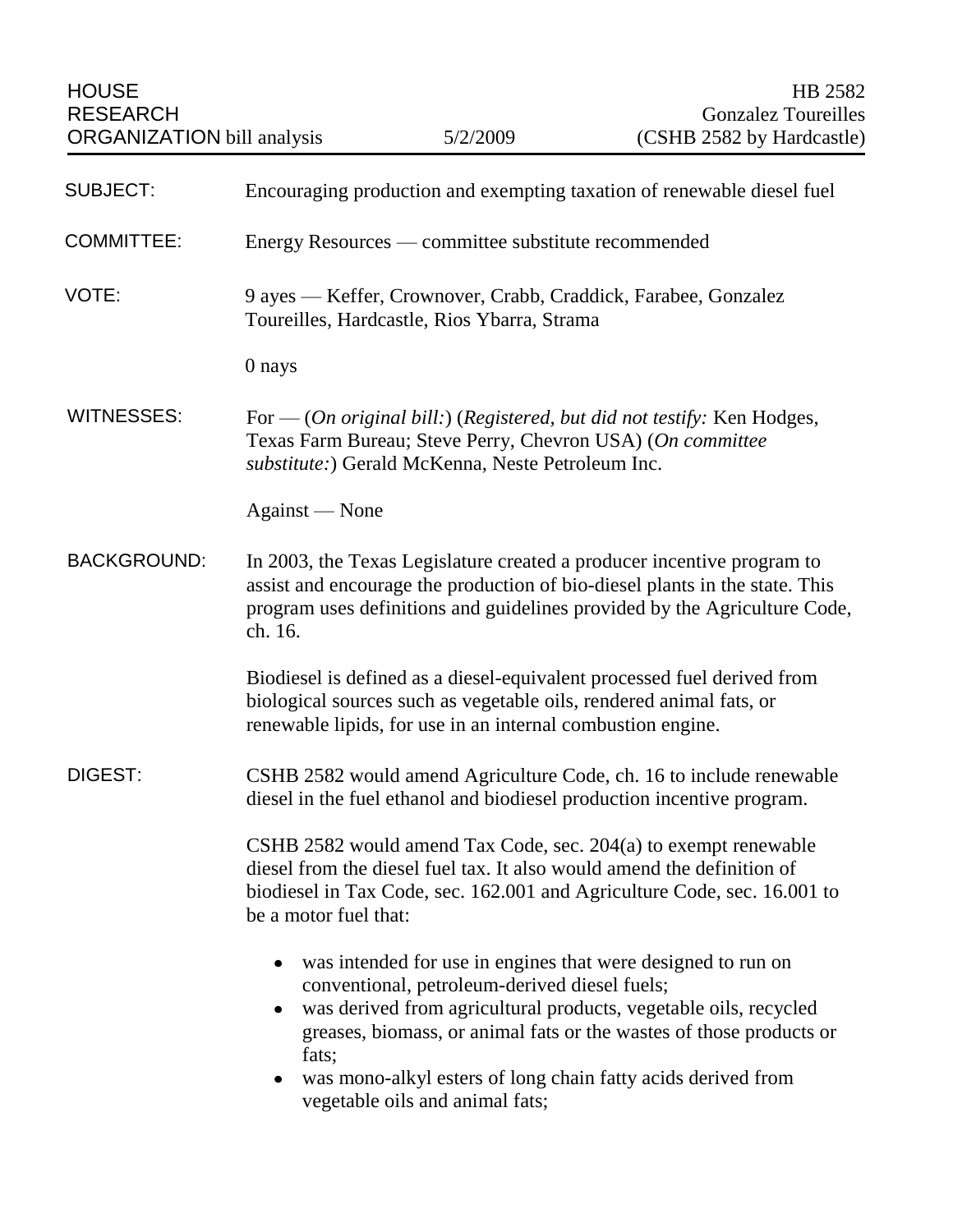HOUSE RESEARCH ORGANIZATION bill analysis

5/2/2009

HB 2582
Gonzalez Toureilles
(CSHB 2582 by Hardcastle)

**SUBJECT:** Encouraging production and exempting taxation of renewable diesel fuel

**COMMITTEE:** Energy Resources — committee substitute recommended

**VOTE:** 9 ayes — Keffer, Crownover, Crabb, Craddick, Farabee, Gonzalez Toureilles, Hardcastle, Rios Ybarra, Strama

0 nays

**WITNESSES:** For — (*On original bill:*) (*Registered, but did not testify:* Ken Hodges, Texas Farm Bureau; Steve Perry, Chevron USA) (*On committee substitute:*) Gerald McKenna, Neste Petroleum Inc.

Against — None

**BACKGROUND:** In 2003, the Texas Legislature created a producer incentive program to assist and encourage the production of bio-diesel plants in the state. This program uses definitions and guidelines provided by the Agriculture Code, ch. 16.

Biodiesel is defined as a diesel-equivalent processed fuel derived from biological sources such as vegetable oils, rendered animal fats, or renewable lipids, for use in an internal combustion engine.

**DIGEST:** CSHB 2582 would amend Agriculture Code, ch. 16 to include renewable diesel in the fuel ethanol and biodiesel production incentive program.

CSHB 2582 would amend Tax Code, sec. 204(a) to exempt renewable diesel from the diesel fuel tax. It also would amend the definition of biodiesel in Tax Code, sec. 162.001 and Agriculture Code, sec. 16.001 to be a motor fuel that:

- was intended for use in engines that were designed to run on conventional, petroleum-derived diesel fuels;
- was derived from agricultural products, vegetable oils, recycled greases, biomass, or animal fats or the wastes of those products or fats;
- was mono-alkyl esters of long chain fatty acids derived from vegetable oils and animal fats;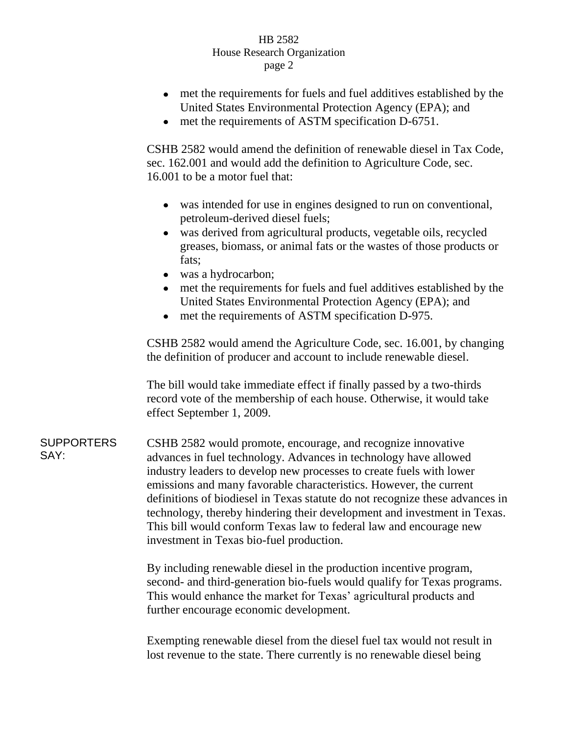- met the requirements for fuels and fuel additives established by the United States Environmental Protection Agency (EPA); and
- met the requirements of ASTM specification D-6751.

CSHB 2582 would amend the definition of renewable diesel in Tax Code, sec. 162.001 and would add the definition to Agriculture Code, sec. 16.001 to be a motor fuel that:

- was intended for use in engines designed to run on conventional, petroleum-derived diesel fuels;
- was derived from agricultural products, vegetable oils, recycled greases, biomass, or animal fats or the wastes of those products or fats;
- was a hydrocarbon;
- met the requirements for fuels and fuel additives established by the United States Environmental Protection Agency (EPA); and
- met the requirements of ASTM specification D-975.

CSHB 2582 would amend the Agriculture Code, sec. 16.001, by changing the definition of producer and account to include renewable diesel.

The bill would take immediate effect if finally passed by a two-thirds record vote of the membership of each house. Otherwise, it would take effect September 1, 2009.

**SUPPORTERS SAY:**

CSHB 2582 would promote, encourage, and recognize innovative advances in fuel technology. Advances in technology have allowed industry leaders to develop new processes to create fuels with lower emissions and many favorable characteristics. However, the current definitions of biodiesel in Texas statute do not recognize these advances in technology, thereby hindering their development and investment in Texas. This bill would conform Texas law to federal law and encourage new investment in Texas bio-fuel production.

By including renewable diesel in the production incentive program, second- and third-generation bio-fuels would qualify for Texas programs. This would enhance the market for Texas' agricultural products and further encourage economic development.

Exempting renewable diesel from the diesel fuel tax would not result in lost revenue to the state. There currently is no renewable diesel being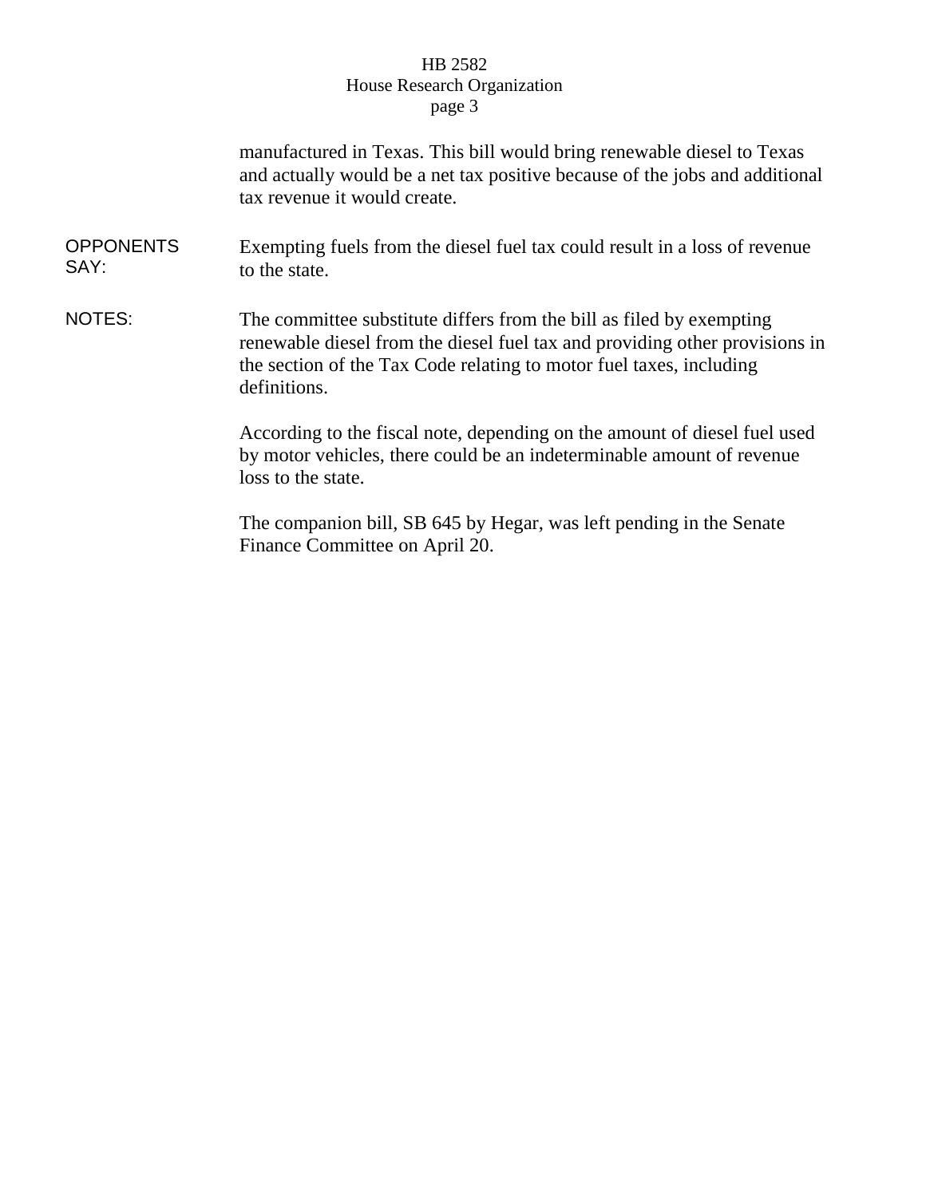manufactured in Texas. This bill would bring renewable diesel to Texas and actually would be a net tax positive because of the jobs and additional tax revenue it would create.

**OPPONENTS SAY:** Exempting fuels from the diesel fuel tax could result in a loss of revenue to the state.

**NOTES:** The committee substitute differs from the bill as filed by exempting renewable diesel from the diesel fuel tax and providing other provisions in the section of the Tax Code relating to motor fuel taxes, including definitions.

According to the fiscal note, depending on the amount of diesel fuel used by motor vehicles, there could be an indeterminable amount of revenue loss to the state.

The companion bill, SB 645 by Hegar, was left pending in the Senate Finance Committee on April 20.